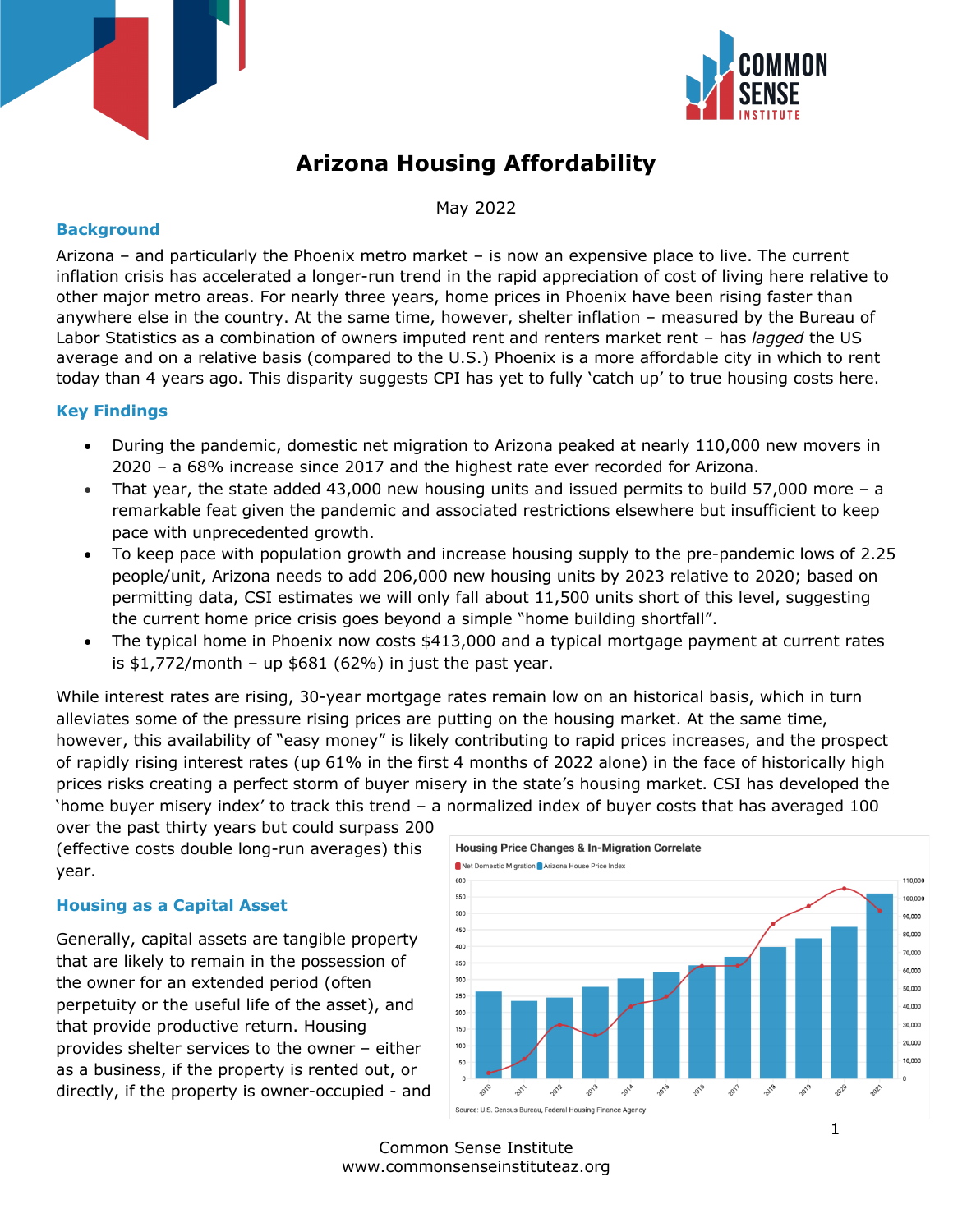# Arizona Housing Affordability

May 2022

## Background

Arizona – and particularly the Phoenix metro market – is now an expensive place to live. The current inflation crisis has accelerated a longer-run trend in the rapid appreciation of cost of living here relative to other major metro areas. For nearly three years, home prices in Phoenix have been rising faster than anywhere else in the country. At the same time, however, shelter inflation – measured by the Bureau of Labor Statistics as a combination of owners imputed rent and renters market rent – has *lagged* the US average and on a relative basis (compared to the U.S.) Phoenix is a more affordable city in which to rent today than 4 years ago. This disparity suggests CPI has yet to fully 'catch up' to true housing costs here.

## Key Findings

- During the pandemic, domestic net migration to Arizona peaked at nearly 110,000 new movers in 2020 – a 68% increase since 2017 and the highest rate ever recorded for Arizona.
- That year, the state added 43,000 new housing units and issued permits to build 57,000 more – a remarkable feat given the pandemic and associated restrictions elsewhere but insufficient to keep pace with unprecedented growth.
- To keep pace with population growth and increase housing supply to the pre-pandemic lows of 2.25 people/unit, Arizona needs to add 206,000 new housing units by 2023 relative to 2020; based on permitting data, CSI estimates we will only fall about 11,500 units short of this level, suggesting the current home price crisis goes beyond a simple "home building shortfall".
- The typical home in Phoenix now costs $413,000 and a typical mortgage payment at current rates is $1,772/month – up $681 (62%) in just the past year.

While interest rates are rising, 30-year mortgage rates remain low on an historical basis, which in turn alleviates some of the pressure rising prices are putting on the housing market. At the same time, however, this availability of "easy money" is likely contributing to rapid prices increases, and the prospect of rapidly rising interest rates (up 61% in the first 4 months of 2022 alone) in the face of historically high prices risks creating a perfect storm of buyer misery in the state's housing market. CSI has developed the 'home buyer misery index' to track this trend – a normalized index of buyer costs that has averaged 100 over the past thirty years but could surpass 200 (effective costs double long-run averages) this year.

**Housing Price Changes & In-Migration Correlate**

Net Domestic Migration | Arizona House Price Index

Source: U.S. Census Bureau, Federal Housing Finance Agency

## Housing as a Capital Asset

Generally, capital assets are tangible property that are likely to remain in the possession of the owner for an extended period (often perpetuity or the useful life of the asset), and that provide productive return. Housing provides shelter services to the owner – either as a business, if the property is rented out, or directly, if the property is owner-occupied - and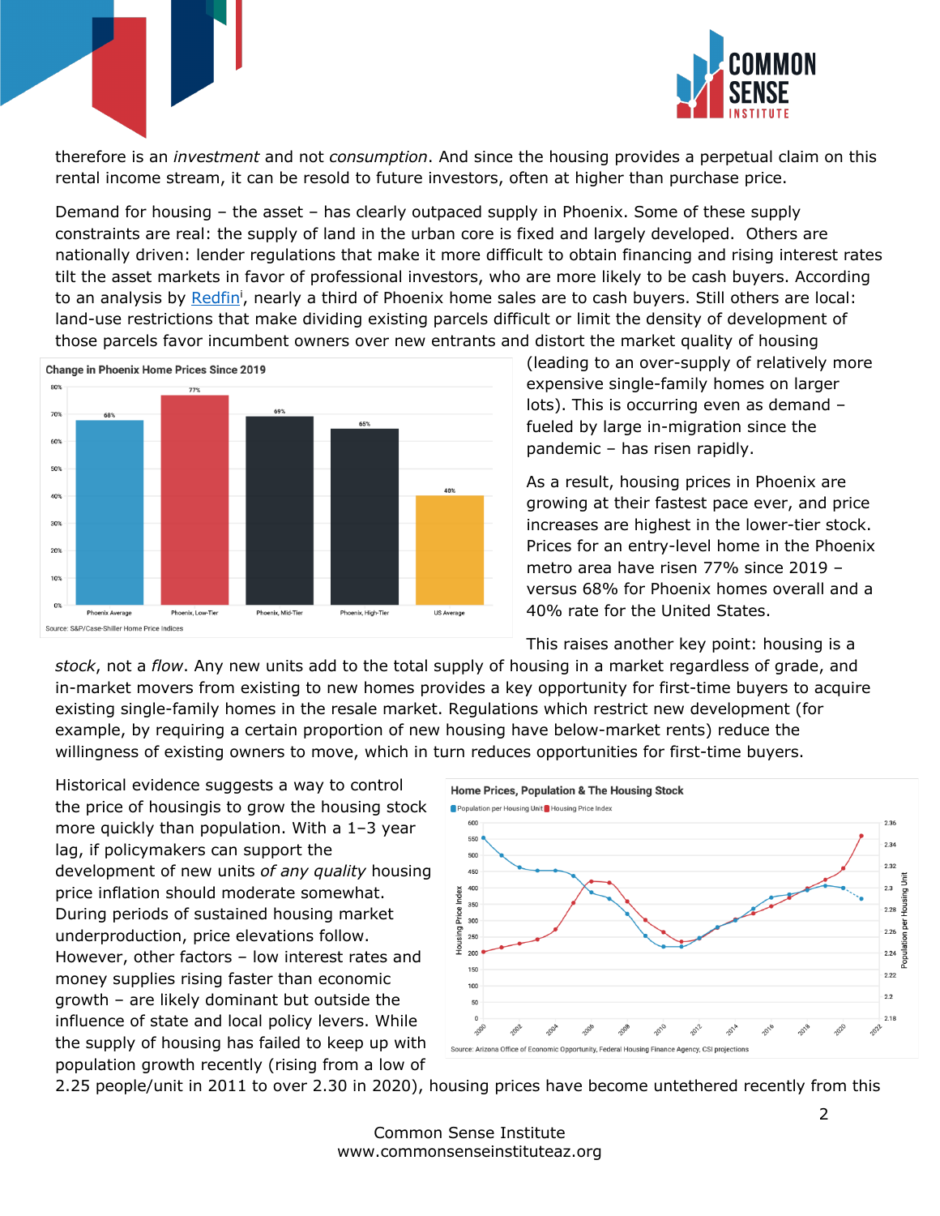therefore is an *investment* and not *consumption*. And since the housing provides a perpetual claim on this rental income stream, it can be resold to future investors, often at higher than purchase price.

Demand for housing – the asset – has clearly outpaced supply in Phoenix. Some of these supply constraints are real: the supply of land in the urban core is fixed and largely developed. Others are nationally driven: lender regulations that make it more difficult to obtain financing and rising interest rates tilt the asset markets in favor of professional investors, who are more likely to be cash buyers. According to an analysis by Redfin[i], nearly a third of Phoenix home sales are to cash buyers. Still others are local: land-use restrictions that make dividing existing parcels difficult or limit the density of development of those parcels favor incumbent owners over new entrants and distort the market quality of housing (leading to an over-supply of relatively more expensive single-family homes on larger lots). This is occurring even as demand – fueled by large in-migration since the pandemic – has risen rapidly.

**Change in Phoenix Home Prices Since 2019**

| Phoenix Average | Phoenix, Low-Tier | Phoenix, Mid-Tier | Phoenix, High-Tier | US Average |
|---|---|---|---|---|
| 68% | 77% | 69% | 65% | 40% |

Source: S&P/Case-Shiller Home Price Indices

As a result, housing prices in Phoenix are growing at their fastest pace ever, and price increases are highest in the lower-tier stock. Prices for an entry-level home in the Phoenix metro area have risen 77% since 2019 – versus 68% for Phoenix homes overall and a 40% rate for the United States.

This raises another key point: housing is a *stock*, not a *flow*. Any new units add to the total supply of housing in a market regardless of grade, and in-market movers from existing to new homes provides a key opportunity for first-time buyers to acquire existing single-family homes in the resale market. Regulations which restrict new development (for example, by requiring a certain proportion of new housing have below-market rents) reduce the willingness of existing owners to move, which in turn reduces opportunities for first-time buyers.

Historical evidence suggests a way to control the price of housingis to grow the housing stock more quickly than population. With a 1–3 year lag, if policymakers can support the development of new units *of any quality* housing price inflation should moderate somewhat. During periods of sustained housing market underproduction, price elevations follow. However, other factors – low interest rates and money supplies rising faster than economic growth – are likely dominant but outside the influence of state and local policy levers. While the supply of housing has failed to keep up with population growth recently (rising from a low of 2.25 people/unit in 2011 to over 2.30 in 2020), housing prices have become untethered recently from this

**Home Prices, Population & The Housing Stock**

Population per Housing Unit / Housing Price Index

Source: Arizona Office of Economic Opportunity, Federal Housing Finance Agency, CSI projections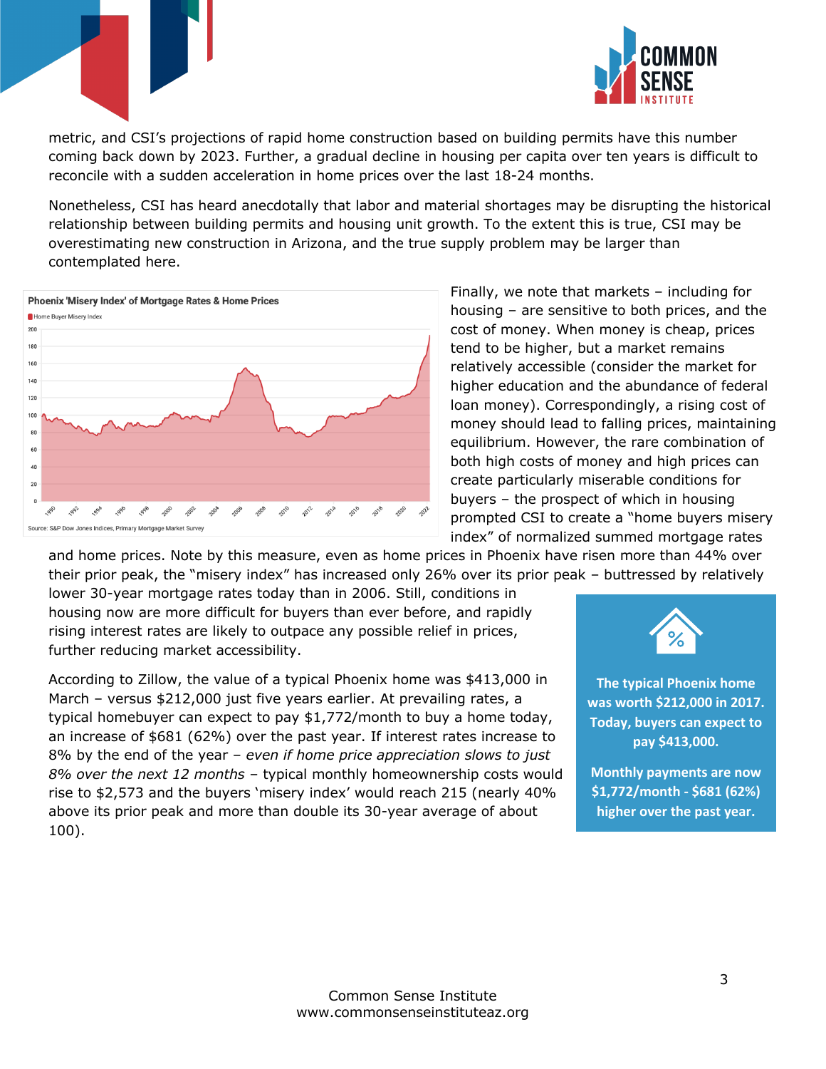metric, and CSI's projections of rapid home construction based on building permits have this number coming back down by 2023. Further, a gradual decline in housing per capita over ten years is difficult to reconcile with a sudden acceleration in home prices over the last 18-24 months.

Nonetheless, CSI has heard anecdotally that labor and material shortages may be disrupting the historical relationship between building permits and housing unit growth. To the extent this is true, CSI may be overestimating new construction in Arizona, and the true supply problem may be larger than contemplated here.

**Phoenix 'Misery Index' of Mortgage Rates & Home Prices**

Source: S&P Dow Jones Indices, Primary Mortgage Market Survey

Finally, we note that markets – including for housing – are sensitive to both prices, and the cost of money. When money is cheap, prices tend to be higher, but a market remains relatively accessible (consider the market for higher education and the abundance of federal loan money). Correspondingly, a rising cost of money should lead to falling prices, maintaining equilibrium. However, the rare combination of both high costs of money and high prices can create particularly miserable conditions for buyers – the prospect of which in housing prompted CSI to create a "home buyers misery index" of normalized summed mortgage rates and home prices. Note by this measure, even as home prices in Phoenix have risen more than 44% over their prior peak, the "misery index" has increased only 26% over its prior peak – buttressed by relatively lower 30-year mortgage rates today than in 2006. Still, conditions in housing now are more difficult for buyers than ever before, and rapidly rising interest rates are likely to outpace any possible relief in prices, further reducing market accessibility.

According to Zillow, the value of a typical Phoenix home was $413,000 in March – versus $212,000 just five years earlier. At prevailing rates, a typical homebuyer can expect to pay $1,772/month to buy a home today, an increase of $681 (62%) over the past year. If interest rates increase to 8% by the end of the year – *even if home price appreciation slows to just 8% over the next 12 months* – typical monthly homeownership costs would rise to $2,573 and the buyers 'misery index' would reach 215 (nearly 40% above its prior peak and more than double its 30-year average of about 100).

**The typical Phoenix home was worth $212,000 in 2017. Today, buyers can expect to pay $413,000.**

**Monthly payments are now $1,772/month - $681 (62%) higher over the past year.**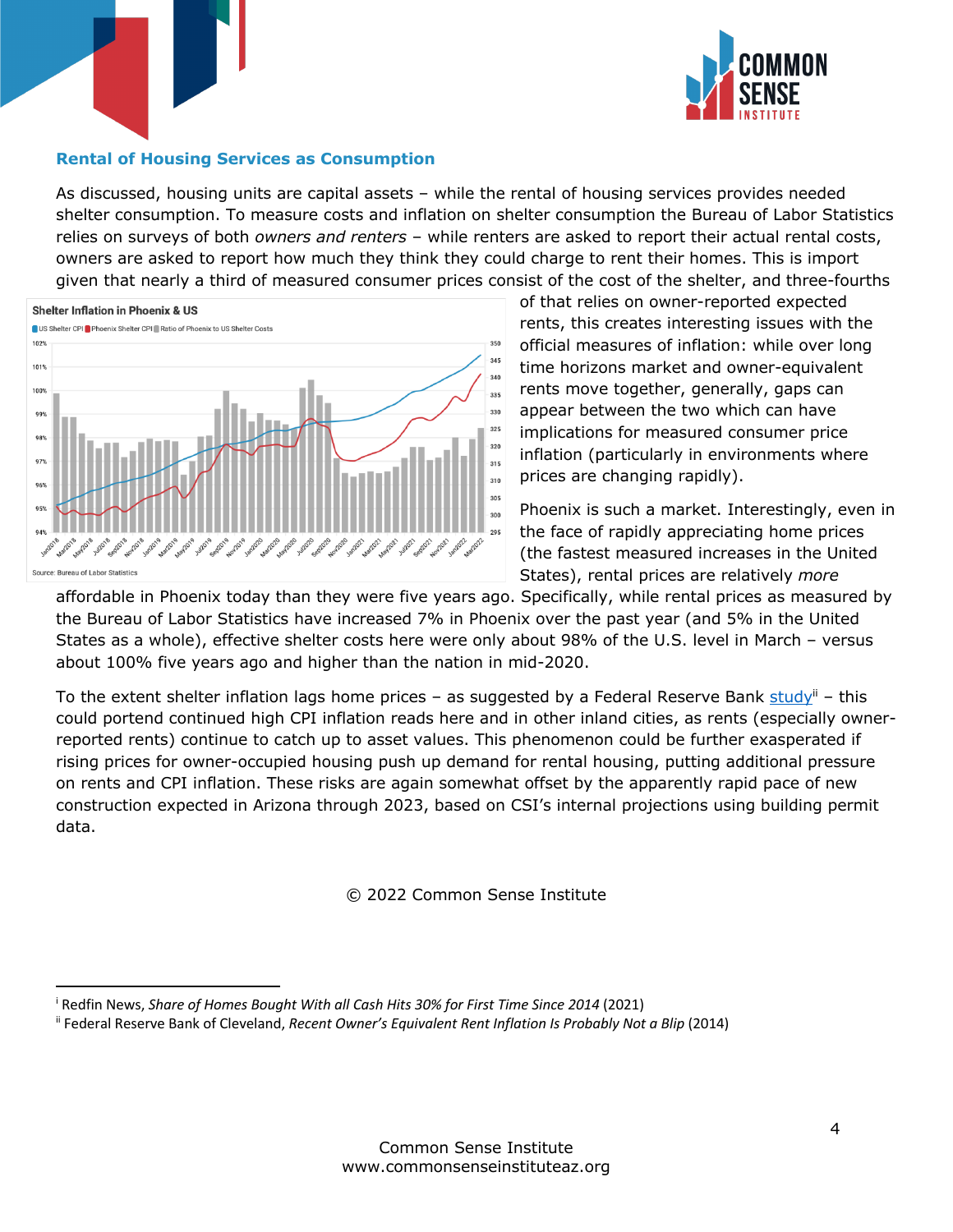### Rental of Housing Services as Consumption

As discussed, housing units are capital assets – while the rental of housing services provides needed shelter consumption. To measure costs and inflation on shelter consumption the Bureau of Labor Statistics relies on surveys of both *owners and renters* – while renters are asked to report their actual rental costs, owners are asked to report how much they think they could charge to rent their homes. This is import given that nearly a third of measured consumer prices consist of the cost of the shelter, and three-fourths of that relies on owner-reported expected rents, this creates interesting issues with the official measures of inflation: while over long time horizons market and owner-equivalent rents move together, generally, gaps can appear between the two which can have implications for measured consumer price inflation (particularly in environments where prices are changing rapidly).

**Shelter Inflation in Phoenix & US**

US Shelter CPI | Phoenix Shelter CPI | Ratio of Phoenix to US Shelter Costs

102%
101%
100%
99%
98%
97%
96%
95%
94%

350
345
340
335
330
325
320
315
310
305
300
295

Jan2018 Mar2018 May2018 Jul2018 Sep2018 Nov2018 Jan2019 Mar2019 May2019 Jul2019 Sep2019 Nov2019 Jan2020 Mar2020 May2020 Jul2020 Sep2020 Nov2020 Jan2021 Mar2021 May2021 Jul2021 Sep2021 Nov2021 Jan2022 Mar2022

Source: Bureau of Labor Statistics

Phoenix is such a market. Interestingly, even in the face of rapidly appreciating home prices (the fastest measured increases in the United States), rental prices are relatively *more* affordable in Phoenix today than they were five years ago. Specifically, while rental prices as measured by the Bureau of Labor Statistics have increased 7% in Phoenix over the past year (and 5% in the United States as a whole), effective shelter costs here were only about 98% of the U.S. level in March – versus about 100% five years ago and higher than the nation in mid-2020.

To the extent shelter inflation lags home prices – as suggested by a Federal Reserve Bank study[ii] – this could portend continued high CPI inflation reads here and in other inland cities, as rents (especially owner-reported rents) continue to catch up to asset values. This phenomenon could be further exasperated if rising prices for owner-occupied housing push up demand for rental housing, putting additional pressure on rents and CPI inflation. These risks are again somewhat offset by the apparently rapid pace of new construction expected in Arizona through 2023, based on CSI's internal projections using building permit data.

© 2022 Common Sense Institute

---

[i] Redfin News, *Share of Homes Bought With all Cash Hits 30% for First Time Since 2014* (2021)

[ii] Federal Reserve Bank of Cleveland, *Recent Owner's Equivalent Rent Inflation Is Probably Not a Blip* (2014)